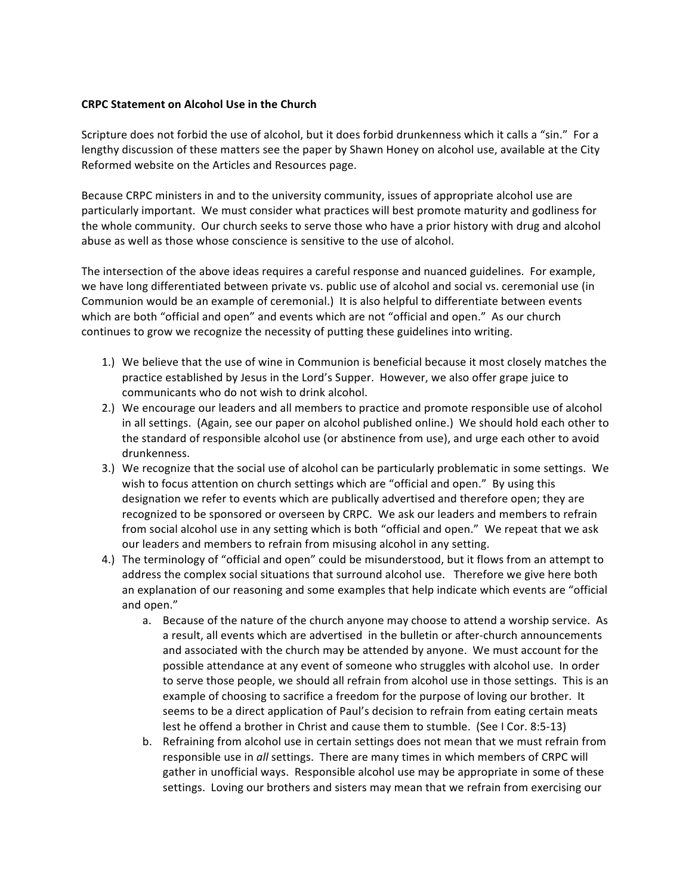**CRPC Statement on Alcohol Use in the Church**

Scripture does not forbid the use of alcohol, but it does forbid drunkenness which it calls a "sin." For a lengthy discussion of these matters see the paper by Shawn Honey on alcohol use, available at the City Reformed website on the Articles and Resources page.

Because CRPC ministers in and to the university community, issues of appropriate alcohol use are particularly important. We must consider what practices will best promote maturity and godliness for the whole community. Our church seeks to serve those who have a prior history with drug and alcohol abuse as well as those whose conscience is sensitive to the use of alcohol.

The intersection of the above ideas requires a careful response and nuanced guidelines. For example, we have long differentiated between private vs. public use of alcohol and social vs. ceremonial use (in Communion would be an example of ceremonial.) It is also helpful to differentiate between events which are both "official and open" and events which are not "official and open." As our church continues to grow we recognize the necessity of putting these guidelines into writing.

1.) We believe that the use of wine in Communion is beneficial because it most closely matches the practice established by Jesus in the Lord's Supper. However, we also offer grape juice to communicants who do not wish to drink alcohol.
2.) We encourage our leaders and all members to practice and promote responsible use of alcohol in all settings. (Again, see our paper on alcohol published online.) We should hold each other to the standard of responsible alcohol use (or abstinence from use), and urge each other to avoid drunkenness.
3.) We recognize that the social use of alcohol can be particularly problematic in some settings. We wish to focus attention on church settings which are "official and open." By using this designation we refer to events which are publically advertised and therefore open; they are recognized to be sponsored or overseen by CRPC. We ask our leaders and members to refrain from social alcohol use in any setting which is both "official and open." We repeat that we ask our leaders and members to refrain from misusing alcohol in any setting.
4.) The terminology of "official and open" could be misunderstood, but it flows from an attempt to address the complex social situations that surround alcohol use. Therefore we give here both an explanation of our reasoning and some examples that help indicate which events are "official and open."
    a. Because of the nature of the church anyone may choose to attend a worship service. As a result, all events which are advertised in the bulletin or after-church announcements and associated with the church may be attended by anyone. We must account for the possible attendance at any event of someone who struggles with alcohol use. In order to serve those people, we should all refrain from alcohol use in those settings. This is an example of choosing to sacrifice a freedom for the purpose of loving our brother. It seems to be a direct application of Paul's decision to refrain from eating certain meats lest he offend a brother in Christ and cause them to stumble. (See I Cor. 8:5-13)
    b. Refraining from alcohol use in certain settings does not mean that we must refrain from responsible use in *all* settings. There are many times in which members of CRPC will gather in unofficial ways. Responsible alcohol use may be appropriate in some of these settings. Loving our brothers and sisters may mean that we refrain from exercising our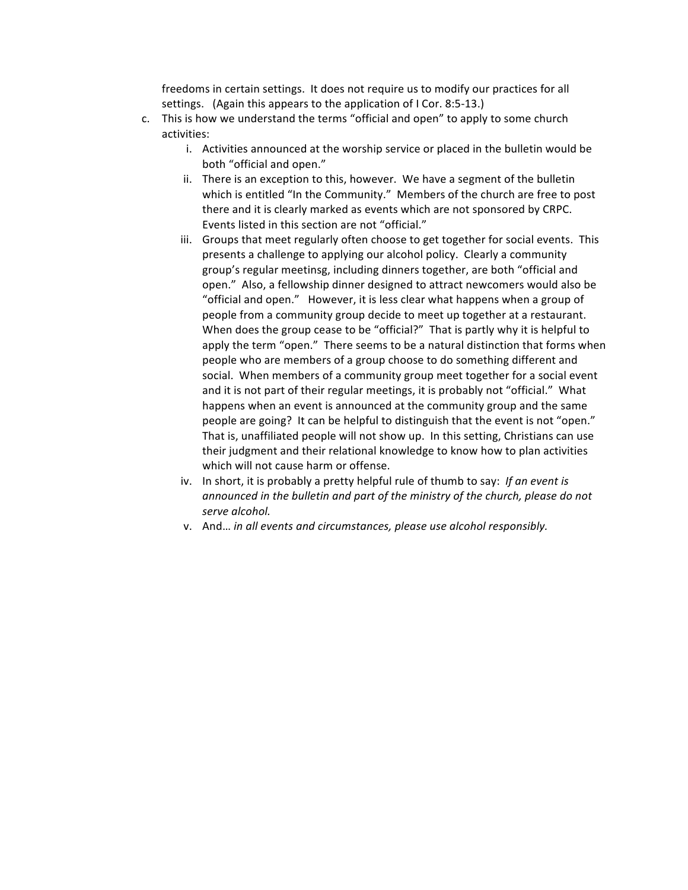freedoms in certain settings. It does not require us to modify our practices for all settings. (Again this appears to the application of I Cor. 8:5-13.)

c. This is how we understand the terms "official and open" to apply to some church activities:
   i. Activities announced at the worship service or placed in the bulletin would be both "official and open."
   ii. There is an exception to this, however. We have a segment of the bulletin which is entitled "In the Community." Members of the church are free to post there and it is clearly marked as events which are not sponsored by CRPC. Events listed in this section are not "official."
   iii. Groups that meet regularly often choose to get together for social events. This presents a challenge to applying our alcohol policy. Clearly a community group's regular meetinsg, including dinners together, are both "official and open." Also, a fellowship dinner designed to attract newcomers would also be "official and open." However, it is less clear what happens when a group of people from a community group decide to meet up together at a restaurant. When does the group cease to be "official?" That is partly why it is helpful to apply the term "open." There seems to be a natural distinction that forms when people who are members of a group choose to do something different and social. When members of a community group meet together for a social event and it is not part of their regular meetings, it is probably not "official." What happens when an event is announced at the community group and the same people are going? It can be helpful to distinguish that the event is not "open." That is, unaffiliated people will not show up. In this setting, Christians can use their judgment and their relational knowledge to know how to plan activities which will not cause harm or offense.
   iv. In short, it is probably a pretty helpful rule of thumb to say: *If an event is announced in the bulletin and part of the ministry of the church, please do not serve alcohol.*
   v. And… *in all events and circumstances, please use alcohol responsibly.*